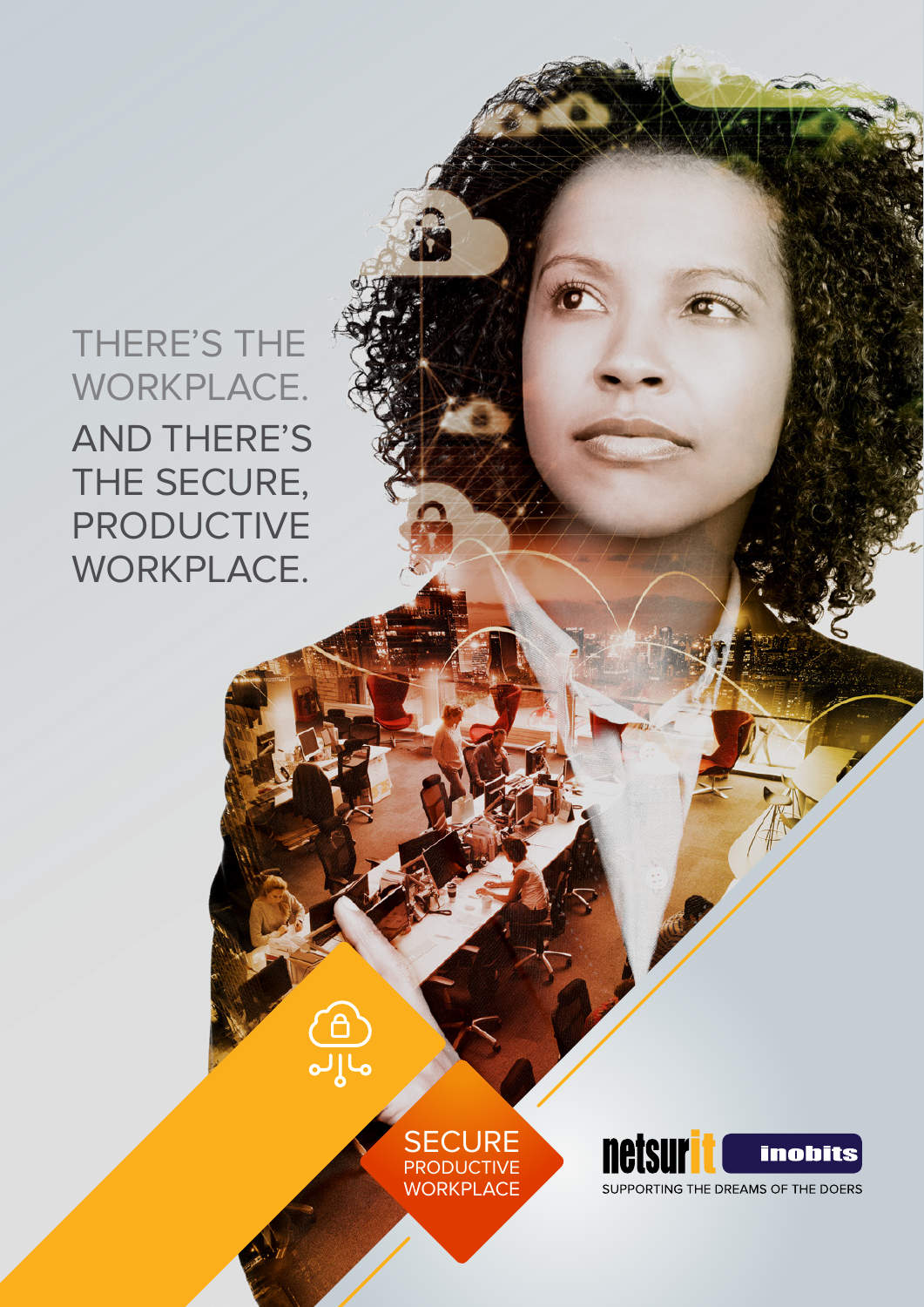# THERE'S THE WORKPLACE.

## AND THERE'S THE SECURE, PRODUCTIVE WORKPLACE.

SECURE PRODUCTIVE WORKPLACE

netsurit inobits

SUPPORTING THE DREAMS OF THE DOERS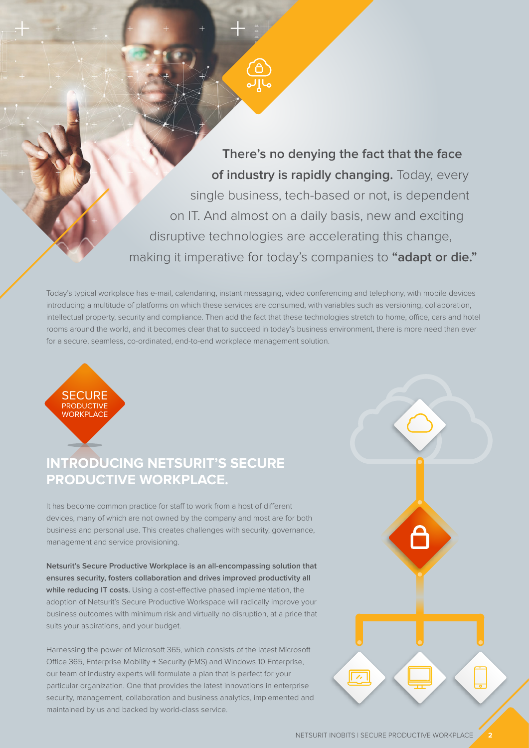**There's no denying the fact that the face of industry is rapidly changing.** Today, every single business, tech-based or not, is dependent on IT. And almost on a daily basis, new and exciting disruptive technologies are accelerating this change, making it imperative for today's companies to **"adapt or die."**

Today's typical workplace has e-mail, calendaring, instant messaging, video conferencing and telephony, with mobile devices introducing a multitude of platforms on which these services are consumed, with variables such as versioning, collaboration, intellectual property, security and compliance. Then add the fact that these technologies stretch to home, office, cars and hotel rooms around the world, and it becomes clear that to succeed in today's business environment, there is more need than ever for a secure, seamless, co-ordinated, end-to-end workplace management solution.

SECURE PRODUCTIVE WORKPLACE

## INTRODUCING NETSURIT'S SECURE PRODUCTIVE WORKPLACE.

It has become common practice for staff to work from a host of different devices, many of which are not owned by the company and most are for both business and personal use. This creates challenges with security, governance, management and service provisioning.

**Netsurit's Secure Productive Workplace is an all-encompassing solution that ensures security, fosters collaboration and drives improved productivity all while reducing IT costs.** Using a cost-effective phased implementation, the adoption of Netsurit's Secure Productive Workspace will radically improve your business outcomes with minimum risk and virtually no disruption, at a price that suits your aspirations, and your budget.

Harnessing the power of Microsoft 365, which consists of the latest Microsoft Office 365, Enterprise Mobility + Security (EMS) and Windows 10 Enterprise, our team of industry experts will formulate a plan that is perfect for your particular organization. One that provides the latest innovations in enterprise security, management, collaboration and business analytics, implemented and maintained by us and backed by world-class service.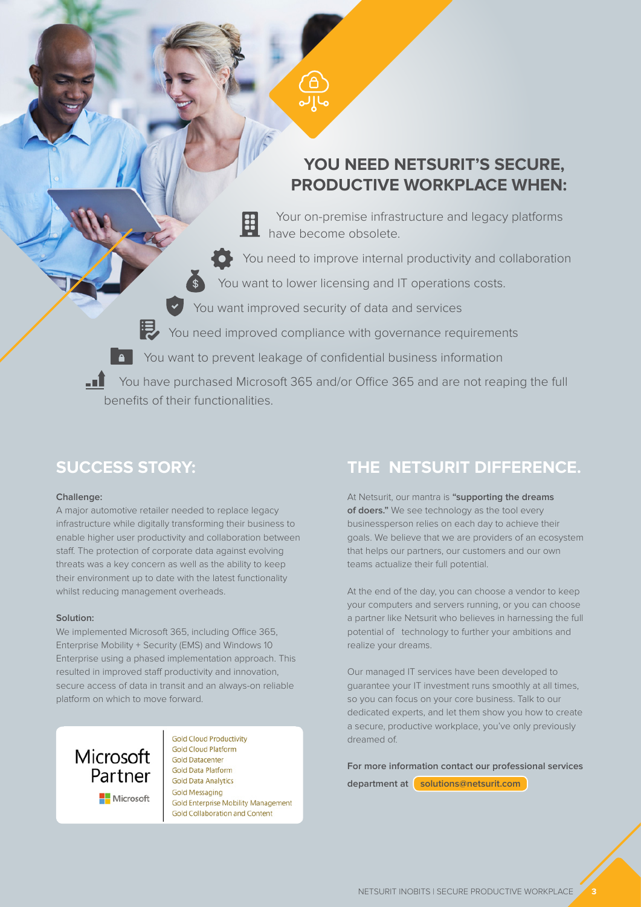## YOU NEED NETSURIT'S SECURE, PRODUCTIVE WORKPLACE WHEN:

- Your on-premise infrastructure and legacy platforms have become obsolete.
- You need to improve internal productivity and collaboration
- You want to lower licensing and IT operations costs.
- You want improved security of data and services
- You need improved compliance with governance requirements
- You want to prevent leakage of confidential business information
- You have purchased Microsoft 365 and/or Office 365 and are not reaping the full benefits of their functionalities.

## SUCCESS STORY:

**Challenge:**

A major automotive retailer needed to replace legacy infrastructure while digitally transforming their business to enable higher user productivity and collaboration between staff. The protection of corporate data against evolving threats was a key concern as well as the ability to keep their environment up to date with the latest functionality whilst reducing management overheads.

**Solution:**

We implemented Microsoft 365, including Office 365, Enterprise Mobility + Security (EMS) and Windows 10 Enterprise using a phased implementation approach. This resulted in improved staff productivity and innovation, secure access of data in transit and an always-on reliable platform on which to move forward.

Microsoft Partner

Microsoft

- Gold Cloud Productivity
- Gold Cloud Platform
- Gold Datacenter
- Gold Data Platform
- Gold Data Analytics
- Gold Messaging
- Gold Enterprise Mobility Management
- Gold Collaboration and Content

## THE NETSURIT DIFFERENCE.

At Netsurit, our mantra is **"supporting the dreams of doers."** We see technology as the tool every businessperson relies on each day to achieve their goals. We believe that we are providers of an ecosystem that helps our partners, our customers and our own teams actualize their full potential.

At the end of the day, you can choose a vendor to keep your computers and servers running, or you can choose a partner like Netsurit who believes in harnessing the full potential of technology to further your ambitions and realize your dreams.

Our managed IT services have been developed to guarantee your IT investment runs smoothly at all times, so you can focus on your core business. Talk to our dedicated experts, and let them show you how to create a secure, productive workplace, you've only previously dreamed of.

**For more information contact our professional services department at solutions@netsurit.com**